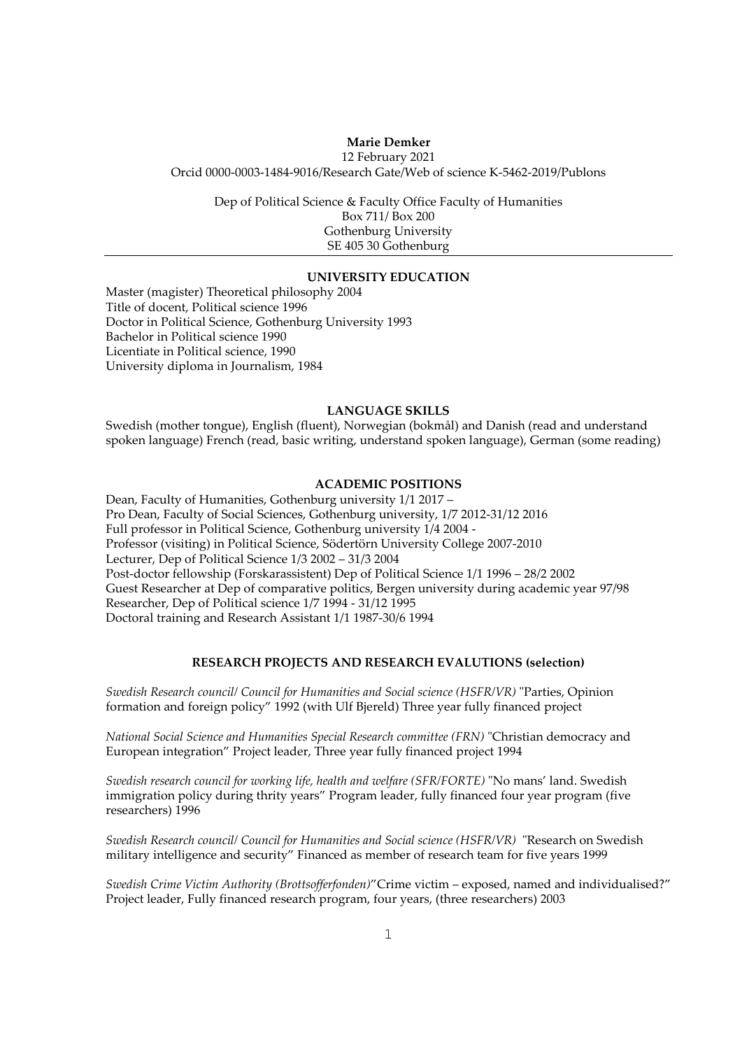**Marie Demker**

12 February 2021

Orcid 0000-0003-1484-9016/Research Gate/Web of science K-5462-2019/Publons

Dep of Political Science & Faculty Office Faculty of Humanities
Box 711/ Box 200
Gothenburg University
SE 405 30 Gothenburg

---

## UNIVERSITY EDUCATION

Master (magister) Theoretical philosophy 2004
Title of docent, Political science 1996
Doctor in Political Science, Gothenburg University 1993
Bachelor in Political science 1990
Licentiate in Political science, 1990
University diploma in Journalism, 1984

## LANGUAGE SKILLS

Swedish (mother tongue), English (fluent), Norwegian (bokmål) and Danish (read and understand spoken language) French (read, basic writing, understand spoken language), German (some reading)

## ACADEMIC POSITIONS

Dean, Faculty of Humanities, Gothenburg university 1/1 2017 –
Pro Dean, Faculty of Social Sciences, Gothenburg university, 1/7 2012-31/12 2016
Full professor in Political Science, Gothenburg university 1/4 2004 -
Professor (visiting) in Political Science, Södertörn University College 2007-2010
Lecturer, Dep of Political Science 1/3 2002 – 31/3 2004
Post-doctor fellowship (Forskarassistent) Dep of Political Science 1/1 1996 – 28/2 2002
Guest Researcher at Dep of comparative politics, Bergen university during academic year 97/98
Researcher, Dep of Political science 1/7 1994 - 31/12 1995
Doctoral training and Research Assistant 1/1 1987-30/6 1994

## RESEARCH PROJECTS AND RESEARCH EVALUTIONS (selection)

*Swedish Research council/ Council for Humanities and Social science (HSFR/VR)* "Parties, Opinion formation and foreign policy" 1992 (with Ulf Bjereld) Three year fully financed project

*National Social Science and Humanities Special Research committee (FRN)* "Christian democracy and European integration" Project leader, Three year fully financed project 1994

*Swedish research council for working life, health and welfare (SFR/FORTE)* "No mans' land. Swedish immigration policy during thrity years" Program leader, fully financed four year program (five researchers) 1996

*Swedish Research council/ Council for Humanities and Social science (HSFR/VR)* "Research on Swedish military intelligence and security" Financed as member of research team for five years 1999

*Swedish Crime Victim Authority (Brottsofferfonden)*"Crime victim – exposed, named and individualised?" Project leader, Fully financed research program, four years, (three researchers) 2003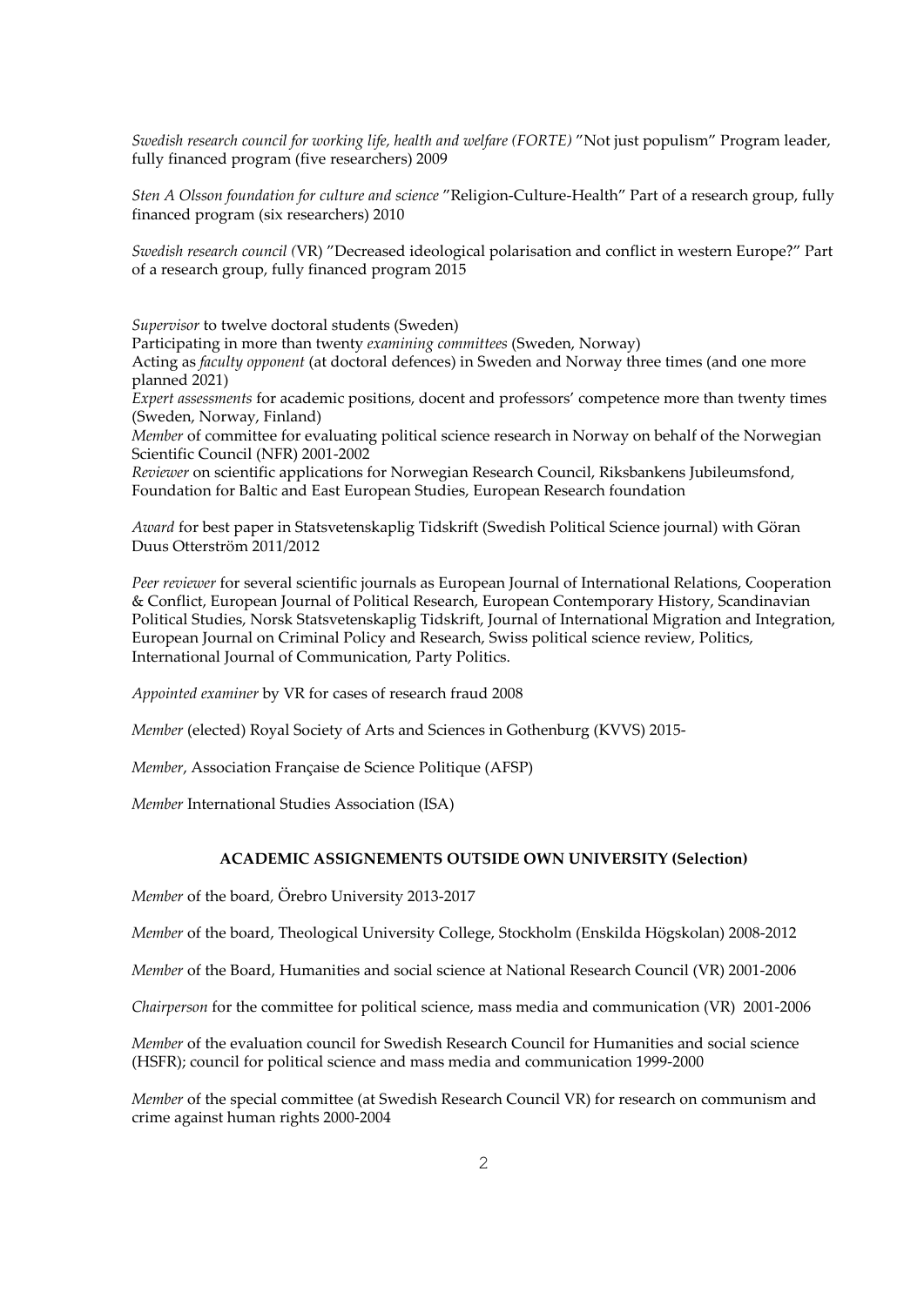*Swedish research council for working life, health and welfare (FORTE)* ”Not just populism” Program leader, fully financed program (five researchers) 2009

*Sten A Olsson foundation for culture and science* ”Religion-Culture-Health” Part of a research group, fully financed program (six researchers) 2010

*Swedish research council (*VR) ”Decreased ideological polarisation and conflict in western Europe?” Part of a research group, fully financed program 2015

*Supervisor* to twelve doctoral students (Sweden)
Participating in more than twenty *examining committees* (Sweden, Norway)
Acting as *faculty opponent* (at doctoral defences) in Sweden and Norway three times (and one more planned 2021)
*Expert assessments* for academic positions, docent and professors' competence more than twenty times (Sweden, Norway, Finland)
*Member* of committee for evaluating political science research in Norway on behalf of the Norwegian Scientific Council (NFR) 2001-2002
*Reviewer* on scientific applications for Norwegian Research Council, Riksbankens Jubileumsfond, Foundation for Baltic and East European Studies, European Research foundation

*Award* for best paper in Statsvetenskaplig Tidskrift (Swedish Political Science journal) with Göran Duus Otterström 2011/2012

*Peer reviewer* for several scientific journals as European Journal of International Relations, Cooperation & Conflict, European Journal of Political Research, European Contemporary History, Scandinavian Political Studies, Norsk Statsvetenskaplig Tidskrift, Journal of International Migration and Integration, European Journal on Criminal Policy and Research, Swiss political science review, Politics, International Journal of Communication, Party Politics.

*Appointed examiner* by VR for cases of research fraud 2008

*Member* (elected) Royal Society of Arts and Sciences in Gothenburg (KVVS) 2015-

*Member*, Association Française de Science Politique (AFSP)

*Member* International Studies Association (ISA)

## ACADEMIC ASSIGNEMENTS OUTSIDE OWN UNIVERSITY (Selection)

*Member* of the board, Örebro University 2013-2017

*Member* of the board, Theological University College, Stockholm (Enskilda Högskolan) 2008-2012

*Member* of the Board, Humanities and social science at National Research Council (VR) 2001-2006

*Chairperson* for the committee for political science, mass media and communication (VR) 2001-2006

*Member* of the evaluation council for Swedish Research Council for Humanities and social science (HSFR); council for political science and mass media and communication 1999-2000

*Member* of the special committee (at Swedish Research Council VR) for research on communism and crime against human rights 2000-2004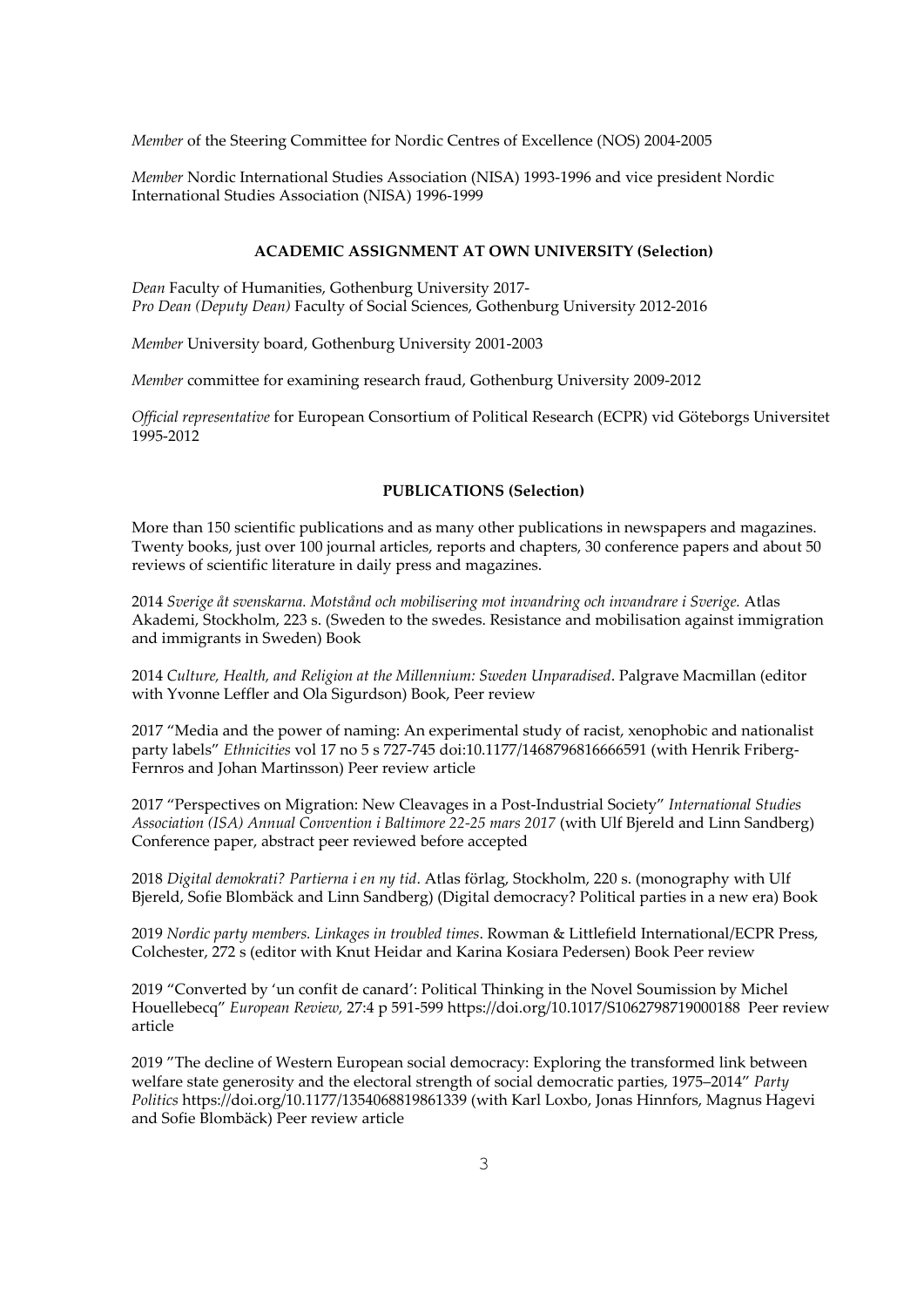*Member* of the Steering Committee for Nordic Centres of Excellence (NOS) 2004-2005

*Member* Nordic International Studies Association (NISA) 1993-1996 and vice president Nordic International Studies Association (NISA) 1996-1999

## ACADEMIC ASSIGNMENT AT OWN UNIVERSITY (Selection)

*Dean* Faculty of Humanities, Gothenburg University 2017-
*Pro Dean (Deputy Dean)* Faculty of Social Sciences, Gothenburg University 2012-2016

*Member* University board, Gothenburg University 2001-2003

*Member* committee for examining research fraud, Gothenburg University 2009-2012

*Official representative* for European Consortium of Political Research (ECPR) vid Göteborgs Universitet 1995-2012

## PUBLICATIONS (Selection)

More than 150 scientific publications and as many other publications in newspapers and magazines. Twenty books, just over 100 journal articles, reports and chapters, 30 conference papers and about 50 reviews of scientific literature in daily press and magazines.

2014 *Sverige åt svenskarna. Motstånd och mobilisering mot invandring och invandrare i Sverige.* Atlas Akademi, Stockholm, 223 s. (Sweden to the swedes. Resistance and mobilisation against immigration and immigrants in Sweden) Book

2014 *Culture, Health, and Religion at the Millennium: Sweden Unparadised*. Palgrave Macmillan (editor with Yvonne Leffler and Ola Sigurdson) Book, Peer review

2017 "Media and the power of naming: An experimental study of racist, xenophobic and nationalist party labels" *Ethnicities* vol 17 no 5 s 727-745 doi:10.1177/1468796816666591 (with Henrik Friberg-Fernros and Johan Martinsson) Peer review article

2017 "Perspectives on Migration: New Cleavages in a Post-Industrial Society" *International Studies Association (ISA) Annual Convention i Baltimore 22-25 mars 2017* (with Ulf Bjereld and Linn Sandberg) Conference paper, abstract peer reviewed before accepted

2018 *Digital demokrati? Partierna i en ny tid*. Atlas förlag, Stockholm, 220 s. (monography with Ulf Bjereld, Sofie Blombäck and Linn Sandberg) (Digital democracy? Political parties in a new era) Book

2019 *Nordic party members. Linkages in troubled times*. Rowman & Littlefield International/ECPR Press, Colchester, 272 s (editor with Knut Heidar and Karina Kosiara Pedersen) Book Peer review

2019 "Converted by 'un confit de canard': Political Thinking in the Novel Soumission by Michel Houellebecq" *European Review,* 27:4 p 591-599 https://doi.org/10.1017/S1062798719000188 Peer review article

2019 "The decline of Western European social democracy: Exploring the transformed link between welfare state generosity and the electoral strength of social democratic parties, 1975–2014" *Party Politics* https://doi.org/10.1177/1354068819861339 (with Karl Loxbo, Jonas Hinnfors, Magnus Hagevi and Sofie Blombäck) Peer review article